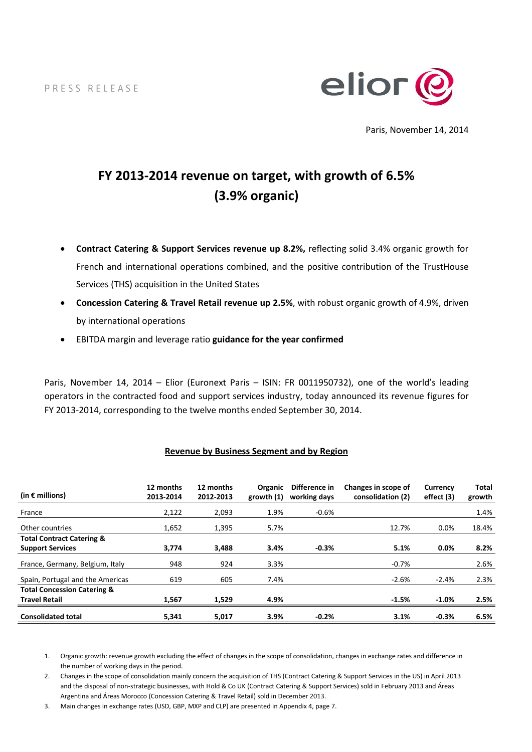PRESS RELEASE

Paris, November 14, 2014

# FY 2013-2014 revenue on target, with growth of 6.5% (3.9% organic)

- **Contract Catering & Support Services revenue up 8.2%,** reflecting solid 3.4% organic growth for French and international operations combined, and the positive contribution of the TrustHouse Services (THS) acquisition in the United States
- **Concession Catering & Travel Retail revenue up 2.5%**, with robust organic growth of 4.9%, driven by international operations
- EBITDA margin and leverage ratio **guidance for the year confirmed**

Paris, November 14, 2014 – Elior (Euronext Paris – ISIN: FR 0011950732), one of the world's leading operators in the contracted food and support services industry, today announced its revenue figures for FY 2013-2014, corresponding to the twelve months ended September 30, 2014.

## Revenue by Business Segment and by Region

| (in € millions) | 12 months 2013-2014 | 12 months 2012-2013 | Organic growth (1) | Difference in working days | Changes in scope of consolidation (2) | Currency effect (3) | Total growth |
|---|---|---|---|---|---|---|---|
| France | 2,122 | 2,093 | 1.9% | -0.6% | | | 1.4% |
| Other countries | 1,652 | 1,395 | 5.7% | | 12.7% | 0.0% | 18.4% |
| **Total Contract Catering & Support Services** | **3,774** | **3,488** | **3.4%** | **-0.3%** | **5.1%** | **0.0%** | **8.2%** |
| France, Germany, Belgium, Italy | 948 | 924 | 3.3% | | -0.7% | | 2.6% |
| Spain, Portugal and the Americas | 619 | 605 | 7.4% | | -2.6% | -2.4% | 2.3% |
| **Total Concession Catering & Travel Retail** | **1,567** | **1,529** | **4.9%** | | **-1.5%** | **-1.0%** | **2.5%** |
| **Consolidated total** | **5,341** | **5,017** | **3.9%** | **-0.2%** | **3.1%** | **-0.3%** | **6.5%** |

1. Organic growth: revenue growth excluding the effect of changes in the scope of consolidation, changes in exchange rates and difference in the number of working days in the period.
2. Changes in the scope of consolidation mainly concern the acquisition of THS (Contract Catering & Support Services in the US) in April 2013 and the disposal of non-strategic businesses, with Hold & Co UK (Contract Catering & Support Services) sold in February 2013 and Áreas Argentina and Áreas Morocco (Concession Catering & Travel Retail) sold in December 2013.
3. Main changes in exchange rates (USD, GBP, MXP and CLP) are presented in Appendix 4, page 7.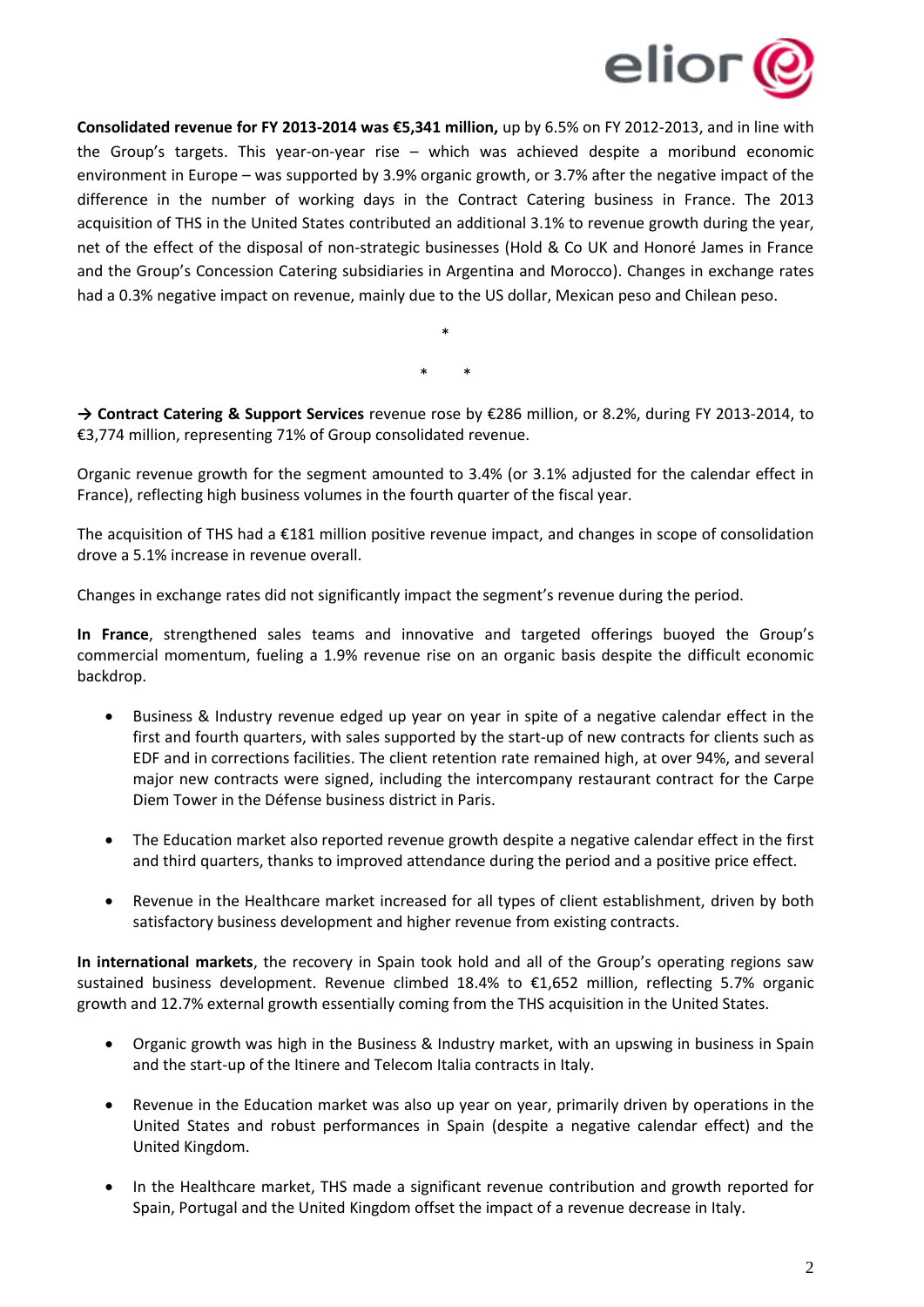**Consolidated revenue for FY 2013-2014 was €5,341 million,** up by 6.5% on FY 2012-2013, and in line with the Group's targets. This year-on-year rise – which was achieved despite a moribund economic environment in Europe – was supported by 3.9% organic growth, or 3.7% after the negative impact of the difference in the number of working days in the Contract Catering business in France. The 2013 acquisition of THS in the United States contributed an additional 3.1% to revenue growth during the year, net of the effect of the disposal of non-strategic businesses (Hold & Co UK and Honoré James in France and the Group's Concession Catering subsidiaries in Argentina and Morocco). Changes in exchange rates had a 0.3% negative impact on revenue, mainly due to the US dollar, Mexican peso and Chilean peso.

*

\*   *

→ **Contract Catering & Support Services** revenue rose by €286 million, or 8.2%, during FY 2013-2014, to €3,774 million, representing 71% of Group consolidated revenue.

Organic revenue growth for the segment amounted to 3.4% (or 3.1% adjusted for the calendar effect in France), reflecting high business volumes in the fourth quarter of the fiscal year.

The acquisition of THS had a €181 million positive revenue impact, and changes in scope of consolidation drove a 5.1% increase in revenue overall.

Changes in exchange rates did not significantly impact the segment's revenue during the period.

**In France**, strengthened sales teams and innovative and targeted offerings buoyed the Group's commercial momentum, fueling a 1.9% revenue rise on an organic basis despite the difficult economic backdrop.

- Business & Industry revenue edged up year on year in spite of a negative calendar effect in the first and fourth quarters, with sales supported by the start-up of new contracts for clients such as EDF and in corrections facilities. The client retention rate remained high, at over 94%, and several major new contracts were signed, including the intercompany restaurant contract for the Carpe Diem Tower in the Défense business district in Paris.

- The Education market also reported revenue growth despite a negative calendar effect in the first and third quarters, thanks to improved attendance during the period and a positive price effect.

- Revenue in the Healthcare market increased for all types of client establishment, driven by both satisfactory business development and higher revenue from existing contracts.

**In international markets**, the recovery in Spain took hold and all of the Group's operating regions saw sustained business development. Revenue climbed 18.4% to €1,652 million, reflecting 5.7% organic growth and 12.7% external growth essentially coming from the THS acquisition in the United States.

- Organic growth was high in the Business & Industry market, with an upswing in business in Spain and the start-up of the Itinere and Telecom Italia contracts in Italy.

- Revenue in the Education market was also up year on year, primarily driven by operations in the United States and robust performances in Spain (despite a negative calendar effect) and the United Kingdom.

- In the Healthcare market, THS made a significant revenue contribution and growth reported for Spain, Portugal and the United Kingdom offset the impact of a revenue decrease in Italy.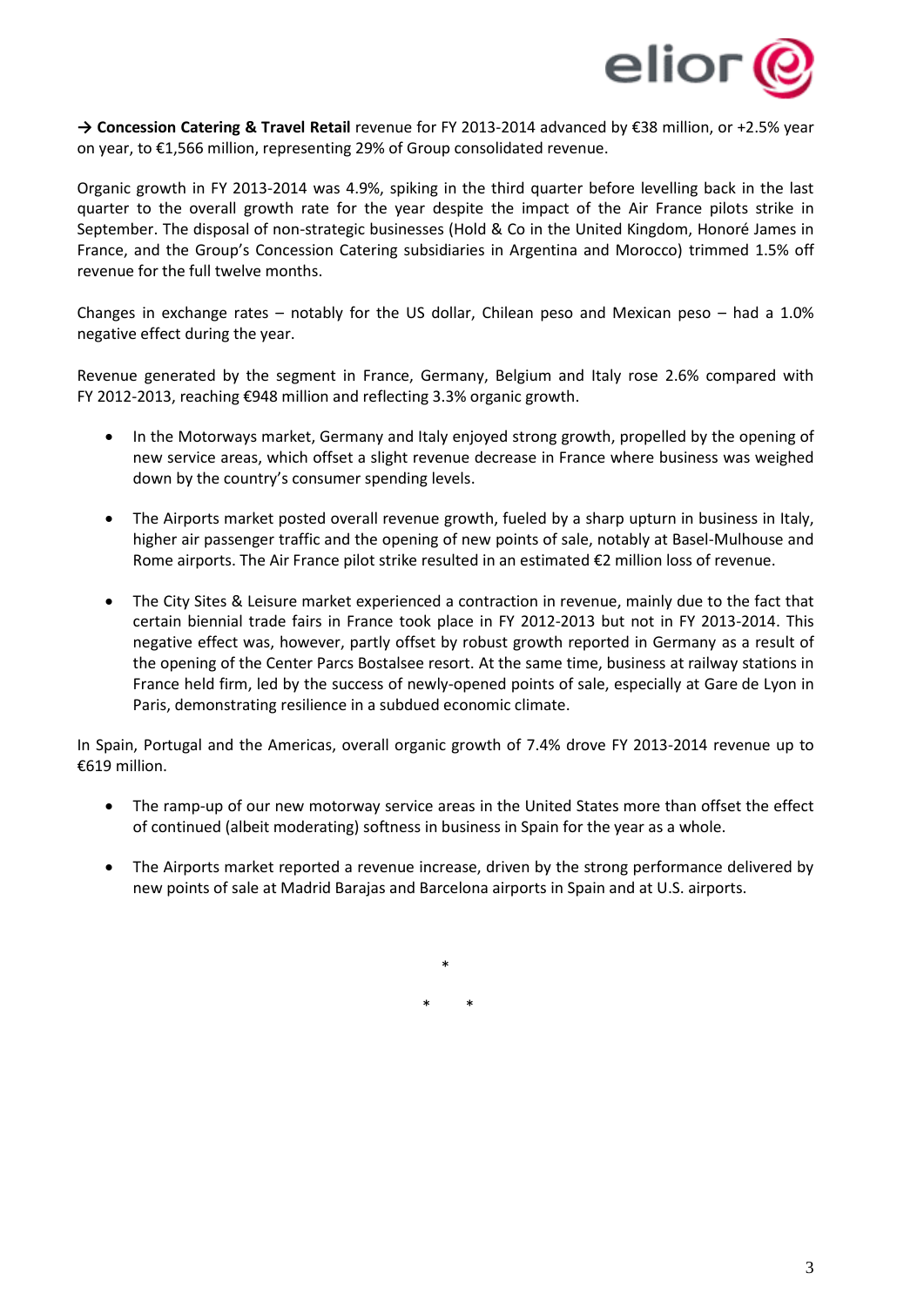**→ Concession Catering & Travel Retail** revenue for FY 2013-2014 advanced by €38 million, or +2.5% year on year, to €1,566 million, representing 29% of Group consolidated revenue.

Organic growth in FY 2013-2014 was 4.9%, spiking in the third quarter before levelling back in the last quarter to the overall growth rate for the year despite the impact of the Air France pilots strike in September. The disposal of non-strategic businesses (Hold & Co in the United Kingdom, Honoré James in France, and the Group's Concession Catering subsidiaries in Argentina and Morocco) trimmed 1.5% off revenue for the full twelve months.

Changes in exchange rates – notably for the US dollar, Chilean peso and Mexican peso – had a 1.0% negative effect during the year.

Revenue generated by the segment in France, Germany, Belgium and Italy rose 2.6% compared with FY 2012-2013, reaching €948 million and reflecting 3.3% organic growth.

- In the Motorways market, Germany and Italy enjoyed strong growth, propelled by the opening of new service areas, which offset a slight revenue decrease in France where business was weighed down by the country's consumer spending levels.

- The Airports market posted overall revenue growth, fueled by a sharp upturn in business in Italy, higher air passenger traffic and the opening of new points of sale, notably at Basel-Mulhouse and Rome airports. The Air France pilot strike resulted in an estimated €2 million loss of revenue.

- The City Sites & Leisure market experienced a contraction in revenue, mainly due to the fact that certain biennial trade fairs in France took place in FY 2012-2013 but not in FY 2013-2014. This negative effect was, however, partly offset by robust growth reported in Germany as a result of the opening of the Center Parcs Bostalsee resort. At the same time, business at railway stations in France held firm, led by the success of newly-opened points of sale, especially at Gare de Lyon in Paris, demonstrating resilience in a subdued economic climate.

In Spain, Portugal and the Americas, overall organic growth of 7.4% drove FY 2013-2014 revenue up to €619 million.

- The ramp-up of our new motorway service areas in the United States more than offset the effect of continued (albeit moderating) softness in business in Spain for the year as a whole.

- The Airports market reported a revenue increase, driven by the strong performance delivered by new points of sale at Madrid Barajas and Barcelona airports in Spain and at U.S. airports.

*

\*      *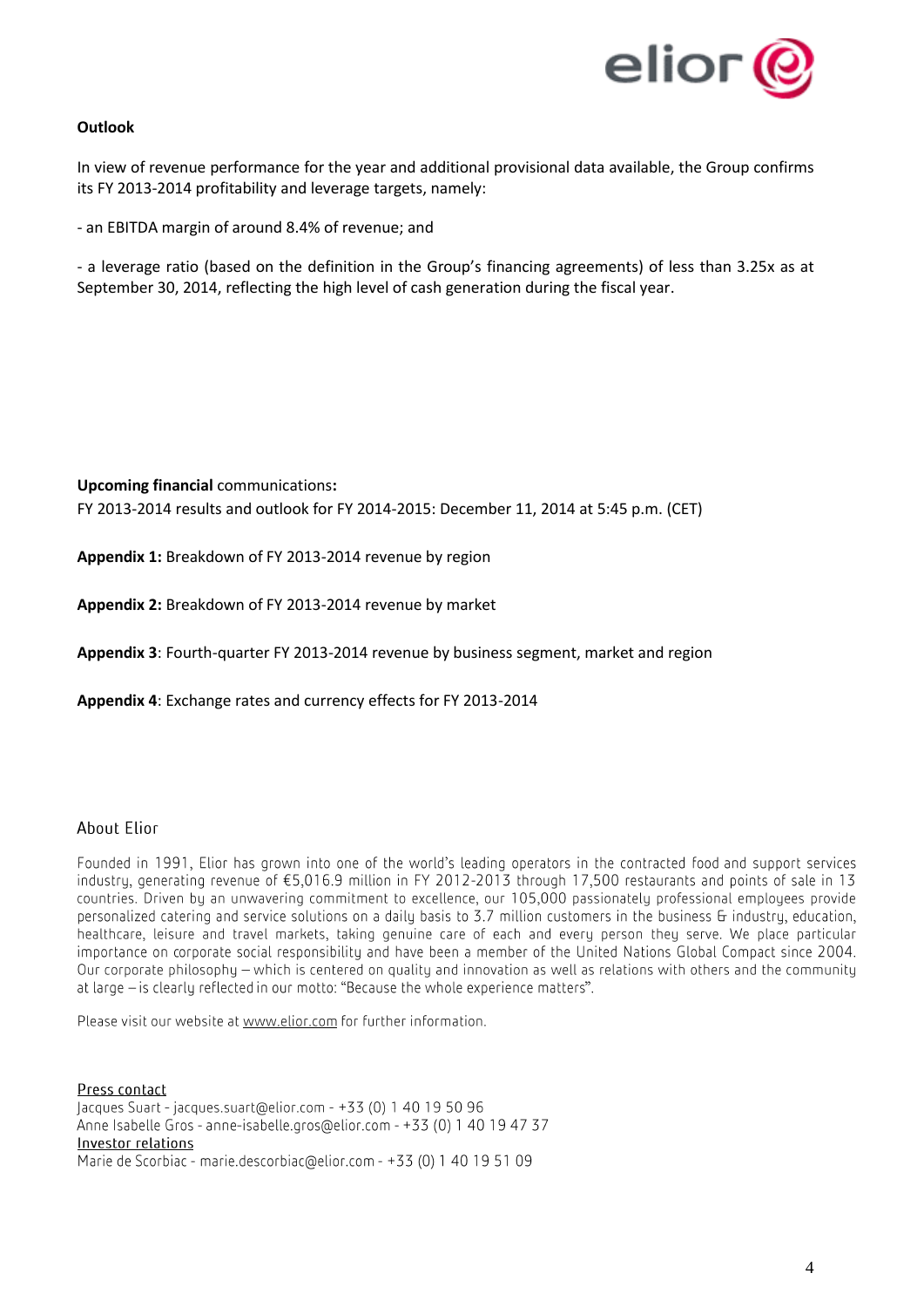**Outlook**

In view of revenue performance for the year and additional provisional data available, the Group confirms its FY 2013-2014 profitability and leverage targets, namely:

- an EBITDA margin of around 8.4% of revenue; and

- a leverage ratio (based on the definition in the Group's financing agreements) of less than 3.25x as at September 30, 2014, reflecting the high level of cash generation during the fiscal year.

**Upcoming financial** communications**:**
FY 2013-2014 results and outlook for FY 2014-2015: December 11, 2014 at 5:45 p.m. (CET)

**Appendix 1:** Breakdown of FY 2013-2014 revenue by region

**Appendix 2:** Breakdown of FY 2013-2014 revenue by market

**Appendix 3**: Fourth-quarter FY 2013-2014 revenue by business segment, market and region

**Appendix 4**: Exchange rates and currency effects for FY 2013-2014

## About Elior

Founded in 1991, Elior has grown into one of the world's leading operators in the contracted food and support services industry, generating revenue of €5,016.9 million in FY 2012-2013 through 17,500 restaurants and points of sale in 13 countries. Driven by an unwavering commitment to excellence, our 105,000 passionately professional employees provide personalized catering and service solutions on a daily basis to 3.7 million customers in the business & industry, education, healthcare, leisure and travel markets, taking genuine care of each and every person they serve. We place particular importance on corporate social responsibility and have been a member of the United Nations Global Compact since 2004. Our corporate philosophy – which is centered on quality and innovation as well as relations with others and the community at large – is clearly reflected in our motto: "Because the whole experience matters".

Please visit our website at www.elior.com for further information.

Press contact
Jacques Suart - jacques.suart@elior.com - +33 (0) 1 40 19 50 96
Anne Isabelle Gros - anne-isabelle.gros@elior.com - +33 (0) 1 40 19 47 37
Investor relations
Marie de Scorbiac - marie.descorbiac@elior.com - +33 (0) 1 40 19 51 09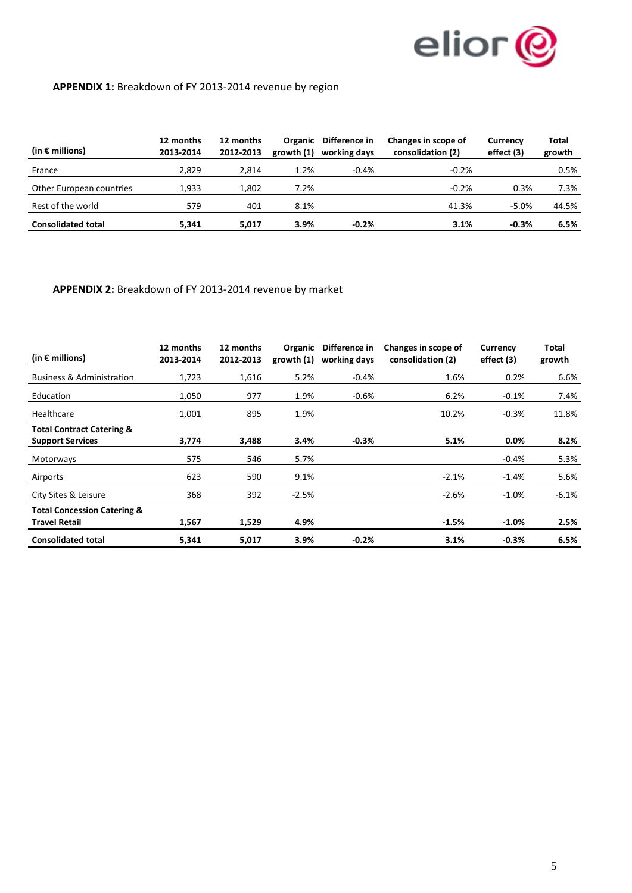**APPENDIX 1:** Breakdown of FY 2013-2014 revenue by region

| (in € millions) | 12 months 2013-2014 | 12 months 2012-2013 | Organic growth (1) | Difference in working days | Changes in scope of consolidation (2) | Currency effect (3) | Total growth |
|---|---|---|---|---|---|---|---|
| France | 2,829 | 2,814 | 1.2% | -0.4% | -0.2% | | 0.5% |
| Other European countries | 1,933 | 1,802 | 7.2% | | -0.2% | 0.3% | 7.3% |
| Rest of the world | 579 | 401 | 8.1% | | 41.3% | -5.0% | 44.5% |
| **Consolidated total** | **5,341** | **5,017** | **3.9%** | **-0.2%** | **3.1%** | **-0.3%** | **6.5%** |

**APPENDIX 2:** Breakdown of FY 2013-2014 revenue by market

| (in € millions) | 12 months 2013-2014 | 12 months 2012-2013 | Organic growth (1) | Difference in working days | Changes in scope of consolidation (2) | Currency effect (3) | Total growth |
|---|---|---|---|---|---|---|---|
| Business & Administration | 1,723 | 1,616 | 5.2% | -0.4% | 1.6% | 0.2% | 6.6% |
| Education | 1,050 | 977 | 1.9% | -0.6% | 6.2% | -0.1% | 7.4% |
| Healthcare | 1,001 | 895 | 1.9% | | 10.2% | -0.3% | 11.8% |
| **Total Contract Catering & Support Services** | **3,774** | **3,488** | **3.4%** | **-0.3%** | **5.1%** | **0.0%** | **8.2%** |
| Motorways | 575 | 546 | 5.7% | | | -0.4% | 5.3% |
| Airports | 623 | 590 | 9.1% | | -2.1% | -1.4% | 5.6% |
| City Sites & Leisure | 368 | 392 | -2.5% | | -2.6% | -1.0% | -6.1% |
| **Total Concession Catering & Travel Retail** | **1,567** | **1,529** | **4.9%** | | **-1.5%** | **-1.0%** | **2.5%** |
| **Consolidated total** | **5,341** | **5,017** | **3.9%** | **-0.2%** | **3.1%** | **-0.3%** | **6.5%** |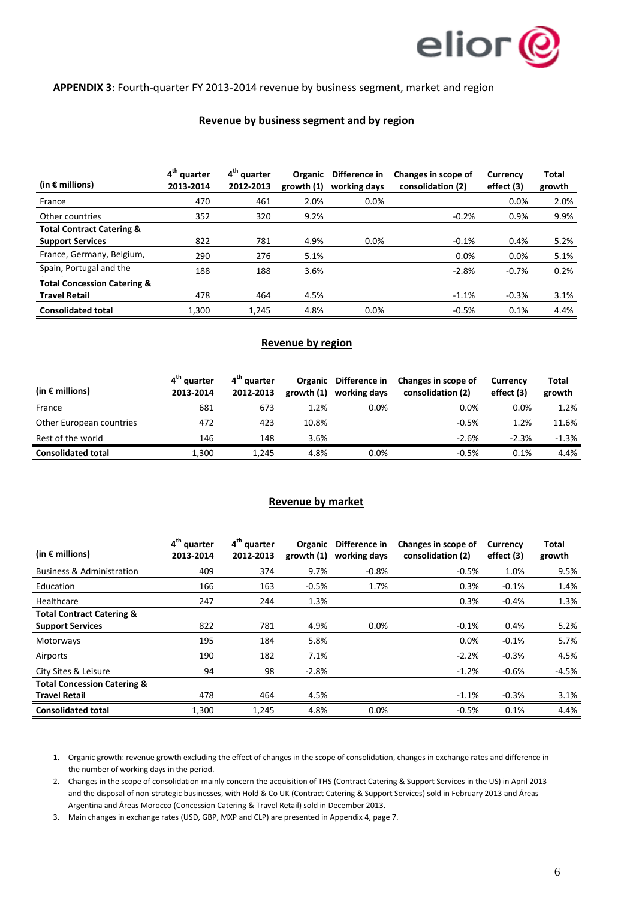**APPENDIX 3**: Fourth-quarter FY 2013-2014 revenue by business segment, market and region

## Revenue by business segment and by region

| (in € millions) | 4th quarter 2013-2014 | 4th quarter 2012-2013 | Organic growth (1) | Difference in working days | Changes in scope of consolidation (2) | Currency effect (3) | Total growth |
|---|---|---|---|---|---|---|---|
| France | 470 | 461 | 2.0% | 0.0% | | 0.0% | 2.0% |
| Other countries | 352 | 320 | 9.2% | | -0.2% | 0.9% | 9.9% |
| **Total Contract Catering & Support Services** | 822 | 781 | 4.9% | 0.0% | -0.1% | 0.4% | 5.2% |
| France, Germany, Belgium, | 290 | 276 | 5.1% | | 0.0% | 0.0% | 5.1% |
| Spain, Portugal and the | 188 | 188 | 3.6% | | -2.8% | -0.7% | 0.2% |
| **Total Concession Catering & Travel Retail** | 478 | 464 | 4.5% | | -1.1% | -0.3% | 3.1% |
| **Consolidated total** | 1,300 | 1,245 | 4.8% | 0.0% | -0.5% | 0.1% | 4.4% |

## Revenue by region

| (in € millions) | 4th quarter 2013-2014 | 4th quarter 2012-2013 | Organic growth (1) | Difference in working days | Changes in scope of consolidation (2) | Currency effect (3) | Total growth |
|---|---|---|---|---|---|---|---|
| France | 681 | 673 | 1.2% | 0.0% | 0.0% | 0.0% | 1.2% |
| Other European countries | 472 | 423 | 10.8% | | -0.5% | 1.2% | 11.6% |
| Rest of the world | 146 | 148 | 3.6% | | -2.6% | -2.3% | -1.3% |
| **Consolidated total** | 1,300 | 1,245 | 4.8% | 0.0% | -0.5% | 0.1% | 4.4% |

## Revenue by market

| (in € millions) | 4th quarter 2013-2014 | 4th quarter 2012-2013 | Organic growth (1) | Difference in working days | Changes in scope of consolidation (2) | Currency effect (3) | Total growth |
|---|---|---|---|---|---|---|---|
| Business & Administration | 409 | 374 | 9.7% | -0.8% | -0.5% | 1.0% | 9.5% |
| Education | 166 | 163 | -0.5% | 1.7% | 0.3% | -0.1% | 1.4% |
| Healthcare | 247 | 244 | 1.3% | | 0.3% | -0.4% | 1.3% |
| **Total Contract Catering & Support Services** | 822 | 781 | 4.9% | 0.0% | -0.1% | 0.4% | 5.2% |
| Motorways | 195 | 184 | 5.8% | | 0.0% | -0.1% | 5.7% |
| Airports | 190 | 182 | 7.1% | | -2.2% | -0.3% | 4.5% |
| City Sites & Leisure | 94 | 98 | -2.8% | | -1.2% | -0.6% | -4.5% |
| **Total Concession Catering & Travel Retail** | 478 | 464 | 4.5% | | -1.1% | -0.3% | 3.1% |
| **Consolidated total** | 1,300 | 1,245 | 4.8% | 0.0% | -0.5% | 0.1% | 4.4% |

1. Organic growth: revenue growth excluding the effect of changes in the scope of consolidation, changes in exchange rates and difference in the number of working days in the period.
2. Changes in the scope of consolidation mainly concern the acquisition of THS (Contract Catering & Support Services in the US) in April 2013 and the disposal of non-strategic businesses, with Hold & Co UK (Contract Catering & Support Services) sold in February 2013 and Áreas Argentina and Áreas Morocco (Concession Catering & Travel Retail) sold in December 2013.
3. Main changes in exchange rates (USD, GBP, MXP and CLP) are presented in Appendix 4, page 7.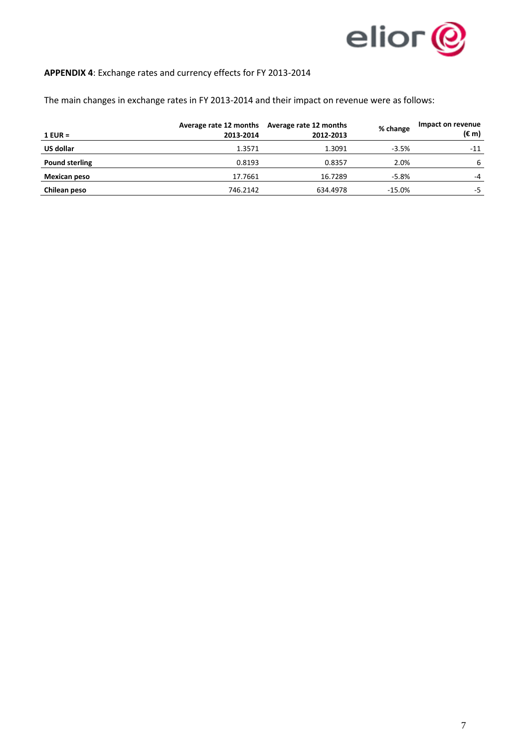**APPENDIX 4**: Exchange rates and currency effects for FY 2013-2014

The main changes in exchange rates in FY 2013-2014 and their impact on revenue were as follows:

| 1 EUR = | Average rate 12 months 2013-2014 | Average rate 12 months 2012-2013 | % change | Impact on revenue (€ m) |
|---|---|---|---|---|
| **US dollar** | 1.3571 | 1.3091 | -3.5% | -11 |
| **Pound sterling** | 0.8193 | 0.8357 | 2.0% | 6 |
| **Mexican peso** | 17.7661 | 16.7289 | -5.8% | -4 |
| **Chilean peso** | 746.2142 | 634.4978 | -15.0% | -5 |